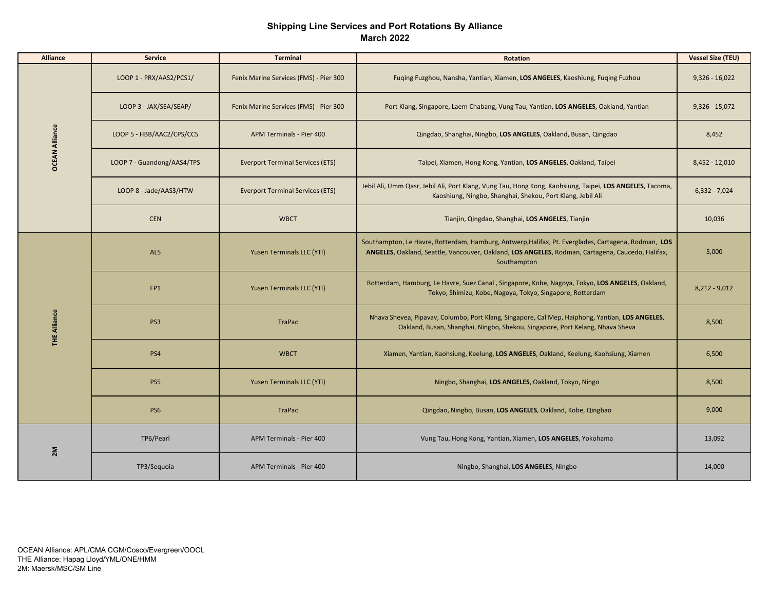# Shipping Line Services and Port Rotations By Alliance
## March 2022

| Alliance | Service | Terminal | Rotation | Vessel Size (TEU) |
|---|---|---|---|---|
| OCEAN Alliance | LOOP 1 - PRX/AAS2/PCS1/ | Fenix Marine Services (FMS) - Pier 300 | Fuqing Fuzghou, Nansha, Yantian, Xiamen, **LOS ANGELES**, Kaoshiung, Fuqing Fuzhou | 9,326 - 16,022 |
| | LOOP 3 - JAX/SEA/SEAP/ | Fenix Marine Services (FMS) - Pier 300 | Port Klang, Singapore, Laem Chabang, Vung Tau, Yantian, **LOS ANGELES**, Oakland, Yantian | 9,326 - 15,072 |
| | LOOP 5 - HBB/AAC2/CPS/CC5 | APM Terminals - Pier 400 | Qingdao, Shanghai, Ningbo, **LOS ANGELES**, Oakland, Busan, Qingdao | 8,452 |
| | LOOP 7 - Guandong/AAS4/TPS | Everport Terminal Services (ETS) | Taipei, Xiamen, Hong Kong, Yantian, **LOS ANGELES**, Oakland, Taipei | 8,452 - 12,010 |
| | LOOP 8 - Jade/AAS3/HTW | Everport Terminal Services (ETS) | Jebil Ali, Umm Qasr, Jebil Ali, Port Klang, Vung Tau, Hong Kong, Kaohsiung, Taipei, **LOS ANGELES**, Tacoma, Kaoshiung, Ningbo, Shanghai, Shekou, Port Klang, Jebil Ali | 6,332 - 7,024 |
| | CEN | WBCT | Tianjin, Qingdao, Shanghai, **LOS ANGELES**, Tianjin | 10,036 |
| THE Alliance | AL5 | Yusen Terminals LLC (YTI) | Southampton, Le Havre, Rotterdam, Hamburg, Antwerp,Halifax, Pt. Everglades, Cartagena, Rodman, **LOS ANGELES**, Oakland, Seattle, Vancouver, Oakland, **LOS ANGELES**, Rodman, Cartagena, Caucedo, Halifax, Southampton | 5,000 |
| | FP1 | Yusen Terminals LLC (YTI) | Rotterdam, Hamburg, Le Havre, Suez Canal , Singapore, Kobe, Nagoya, Tokyo, **LOS ANGELES**, Oakland, Tokyo, Shimizu, Kobe, Nagoya, Tokyo, Singapore, Rotterdam | 8,212 - 9,012 |
| | PS3 | TraPac | Nhava Shevea, Pipavav, Columbo, Port Klang, Singapore, Cal Mep, Haiphong, Yantian, **LOS ANGELES**, Oakland, Busan, Shanghai, Ningbo, Shekou, Singapore, Port Kelang, Nhava Sheva | 8,500 |
| | PS4 | WBCT | Xiamen, Yantian, Kaohsiung, Keelung, **LOS ANGELES**, Oakland, Keelung, Kaohsiung, Xiamen | 6,500 |
| | PS5 | Yusen Terminals LLC (YTI) | Ningbo, Shanghai, **LOS ANGELES**, Oakland, Tokyo, Ningo | 8,500 |
| | PS6 | TraPac | Qingdao, Ningbo, Busan, **LOS ANGELES**, Oakland, Kobe, Qingbao | 9,000 |
| 2M | TP6/Pearl | APM Terminals - Pier 400 | Vung Tau, Hong Kong, Yantian, Xiamen, **LOS ANGELES**, Yokohama | 13,092 |
| | TP3/Sequoia | APM Terminals - Pier 400 | Ningbo, Shanghai, **LOS ANGELES**, Ningbo | 14,000 |

OCEAN Alliance: APL/CMA CGM/Cosco/Evergreen/OOCL
THE Alliance: Hapag Lloyd/YML/ONE/HMM
2M: Maersk/MSC/SM Line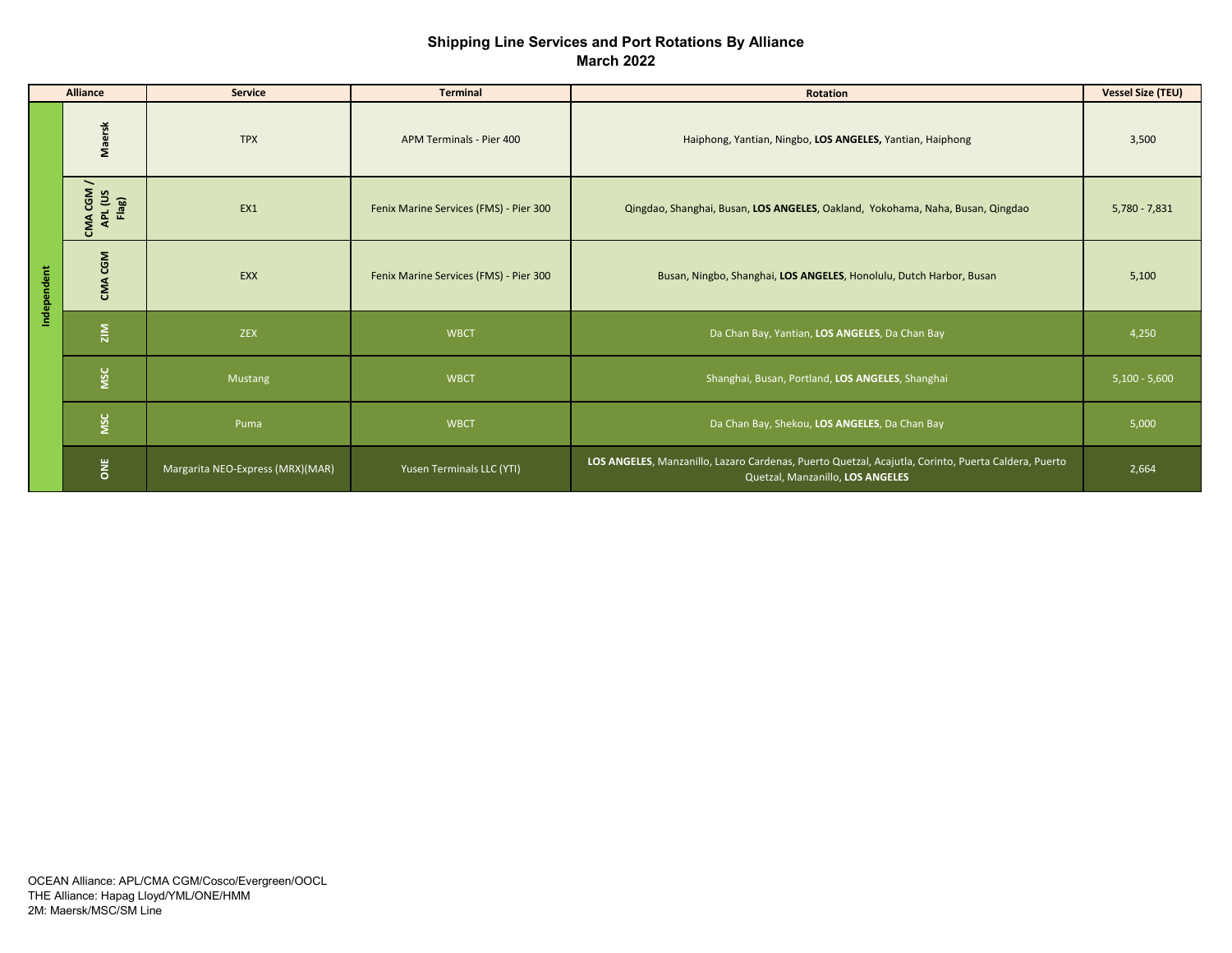**Shipping Line Services and Port Rotations By Alliance**
**March 2022**

| Alliance | | Service | Terminal | Rotation | Vessel Size (TEU) |
|---|---|---|---|---|---|
| Independent | Maersk | TPX | APM Terminals - Pier 400 | Haiphong, Yantian, Ningbo, **LOS ANGELES,** Yantian, Haiphong | 3,500 |
| | CMA CGM / APL (US Flag) | EX1 | Fenix Marine Services (FMS) - Pier 300 | Qingdao, Shanghai, Busan, **LOS ANGELES**, Oakland, Yokohama, Naha, Busan, Qingdao | 5,780 - 7,831 |
| | CMA CGM | EXX | Fenix Marine Services (FMS) - Pier 300 | Busan, Ningbo, Shanghai, **LOS ANGELES**, Honolulu, Dutch Harbor, Busan | 5,100 |
| | ZIM | ZEX | WBCT | Da Chan Bay, Yantian, **LOS ANGELES**, Da Chan Bay | 4,250 |
| | MSC | Mustang | WBCT | Shanghai, Busan, Portland, **LOS ANGELES**, Shanghai | 5,100 - 5,600 |
| | MSC | Puma | WBCT | Da Chan Bay, Shekou, **LOS ANGELES**, Da Chan Bay | 5,000 |
| | ONE | Margarita NEO-Express (MRX)(MAR) | Yusen Terminals LLC (YTI) | **LOS ANGELES**, Manzanillo, Lazaro Cardenas, Puerto Quetzal, Acajutla, Corinto, Puerta Caldera, Puerto Quetzal, Manzanillo, **LOS ANGELES** | 2,664 |

OCEAN Alliance: APL/CMA CGM/Cosco/Evergreen/OOCL
THE Alliance: Hapag Lloyd/YML/ONE/HMM
2M: Maersk/MSC/SM Line